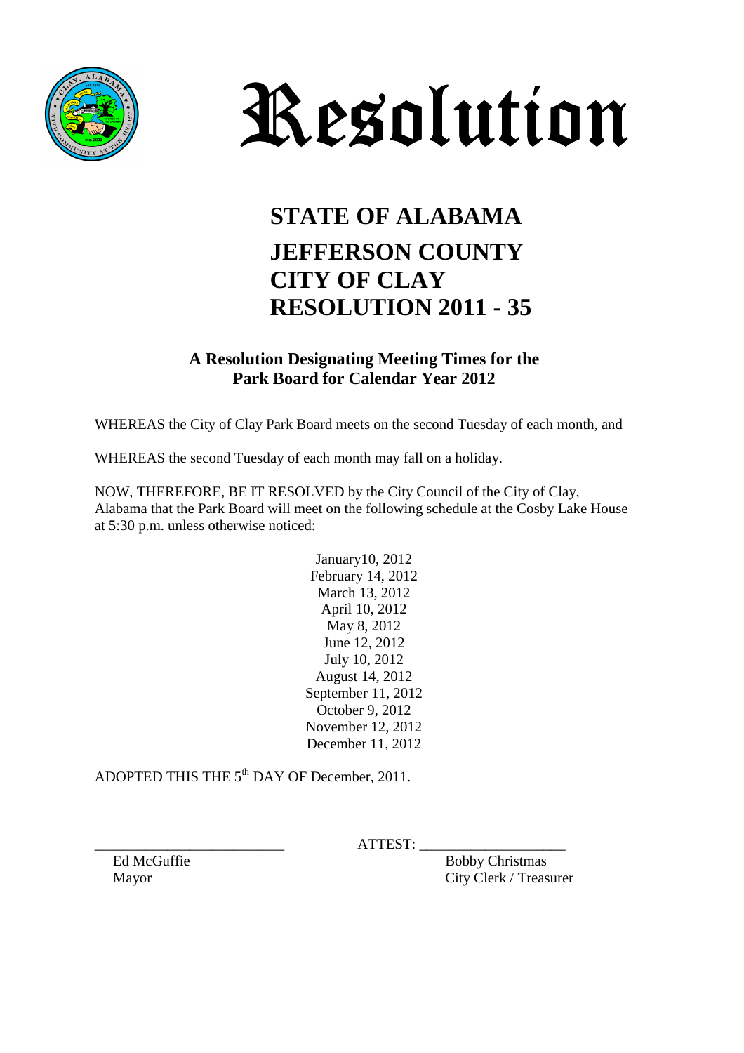# Resolution

## STATE OF ALABAMA
## JEFFERSON COUNTY
## CITY OF CLAY
## RESOLUTION 2011 - 35

### A Resolution Designating Meeting Times for the Park Board for Calendar Year 2012

WHEREAS the City of Clay Park Board meets on the second Tuesday of each month, and

WHEREAS the second Tuesday of each month may fall on a holiday.

NOW, THEREFORE, BE IT RESOLVED by the City Council of the City of Clay, Alabama that the Park Board will meet on the following schedule at the Cosby Lake House at 5:30 p.m. unless otherwise noticed:

January10, 2012
February 14, 2012
March 13, 2012
April 10, 2012
May 8, 2012
June 12, 2012
July 10, 2012
August 14, 2012
September 11, 2012
October 9, 2012
November 12, 2012
December 11, 2012

ADOPTED THIS THE 5th DAY OF December, 2011.

\_\_\_\_\_\_\_\_\_\_\_\_\_\_\_\_\_\_\_\_\_\_\_\_\_\_ ATTEST: \_\_\_\_\_\_\_\_\_\_\_\_\_\_\_\_\_\_\_\_

Ed McGuffie
Mayor

Bobby Christmas
City Clerk / Treasurer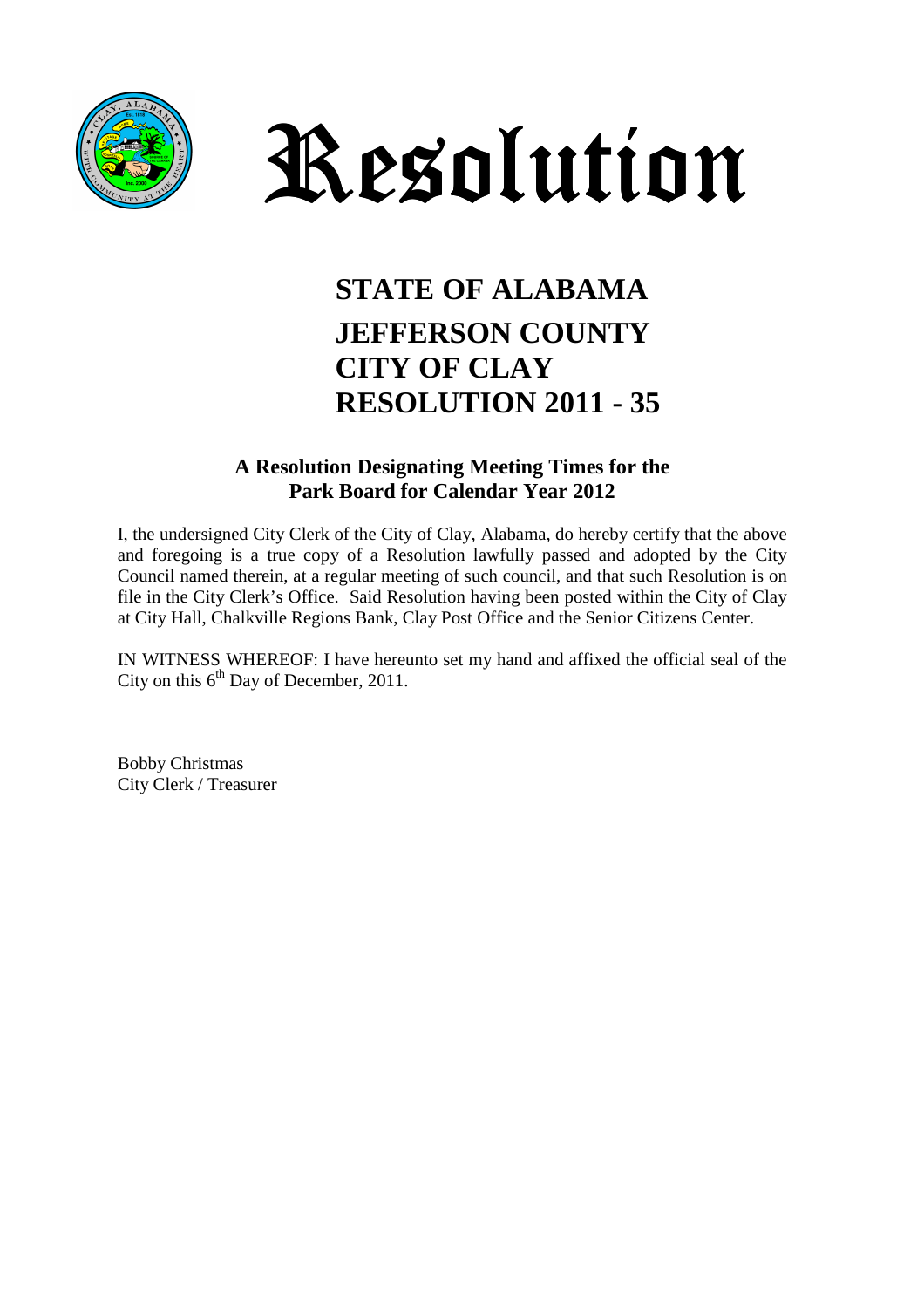# Resolution

## STATE OF ALABAMA
## JEFFERSON COUNTY
## CITY OF CLAY
## RESOLUTION 2011 - 35

### A Resolution Designating Meeting Times for the Park Board for Calendar Year 2012

I, the undersigned City Clerk of the City of Clay, Alabama, do hereby certify that the above and foregoing is a true copy of a Resolution lawfully passed and adopted by the City Council named therein, at a regular meeting of such council, and that such Resolution is on file in the City Clerk's Office. Said Resolution having been posted within the City of Clay at City Hall, Chalkville Regions Bank, Clay Post Office and the Senior Citizens Center.

IN WITNESS WHEREOF: I have hereunto set my hand and affixed the official seal of the City on this 6th Day of December, 2011.

Bobby Christmas
City Clerk / Treasurer